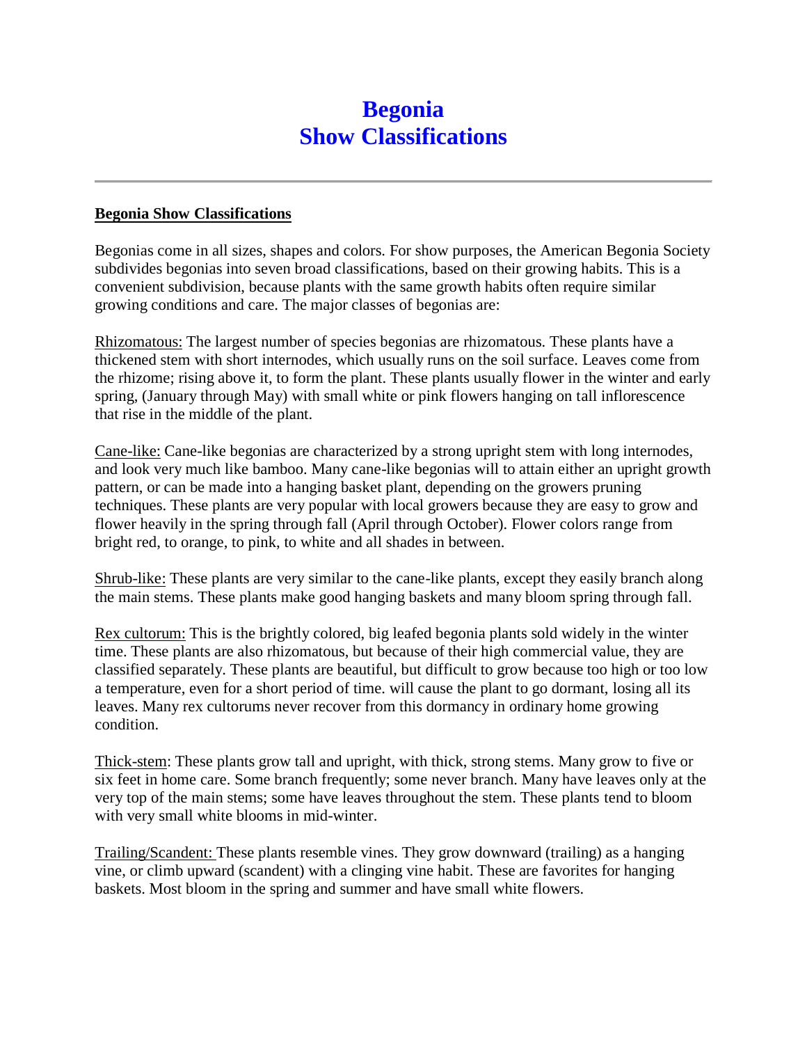# Begonia
# Show Classifications

---

**Begonia Show Classifications**

Begonias come in all sizes, shapes and colors. For show purposes, the American Begonia Society subdivides begonias into seven broad classifications, based on their growing habits. This is a convenient subdivision, because plants with the same growth habits often require similar growing conditions and care. The major classes of begonias are:

Rhizomatous: The largest number of species begonias are rhizomatous. These plants have a thickened stem with short internodes, which usually runs on the soil surface. Leaves come from the rhizome; rising above it, to form the plant. These plants usually flower in the winter and early spring, (January through May) with small white or pink flowers hanging on tall inflorescence that rise in the middle of the plant.

Cane-like: Cane-like begonias are characterized by a strong upright stem with long internodes, and look very much like bamboo. Many cane-like begonias will to attain either an upright growth pattern, or can be made into a hanging basket plant, depending on the growers pruning techniques. These plants are very popular with local growers because they are easy to grow and flower heavily in the spring through fall (April through October). Flower colors range from bright red, to orange, to pink, to white and all shades in between.

Shrub-like: These plants are very similar to the cane-like plants, except they easily branch along the main stems. These plants make good hanging baskets and many bloom spring through fall.

Rex cultorum: This is the brightly colored, big leafed begonia plants sold widely in the winter time. These plants are also rhizomatous, but because of their high commercial value, they are classified separately. These plants are beautiful, but difficult to grow because too high or too low a temperature, even for a short period of time. will cause the plant to go dormant, losing all its leaves. Many rex cultorums never recover from this dormancy in ordinary home growing condition.

Thick-stem: These plants grow tall and upright, with thick, strong stems. Many grow to five or six feet in home care. Some branch frequently; some never branch. Many have leaves only at the very top of the main stems; some have leaves throughout the stem. These plants tend to bloom with very small white blooms in mid-winter.

Trailing/Scandent: These plants resemble vines. They grow downward (trailing) as a hanging vine, or climb upward (scandent) with a clinging vine habit. These are favorites for hanging baskets. Most bloom in the spring and summer and have small white flowers.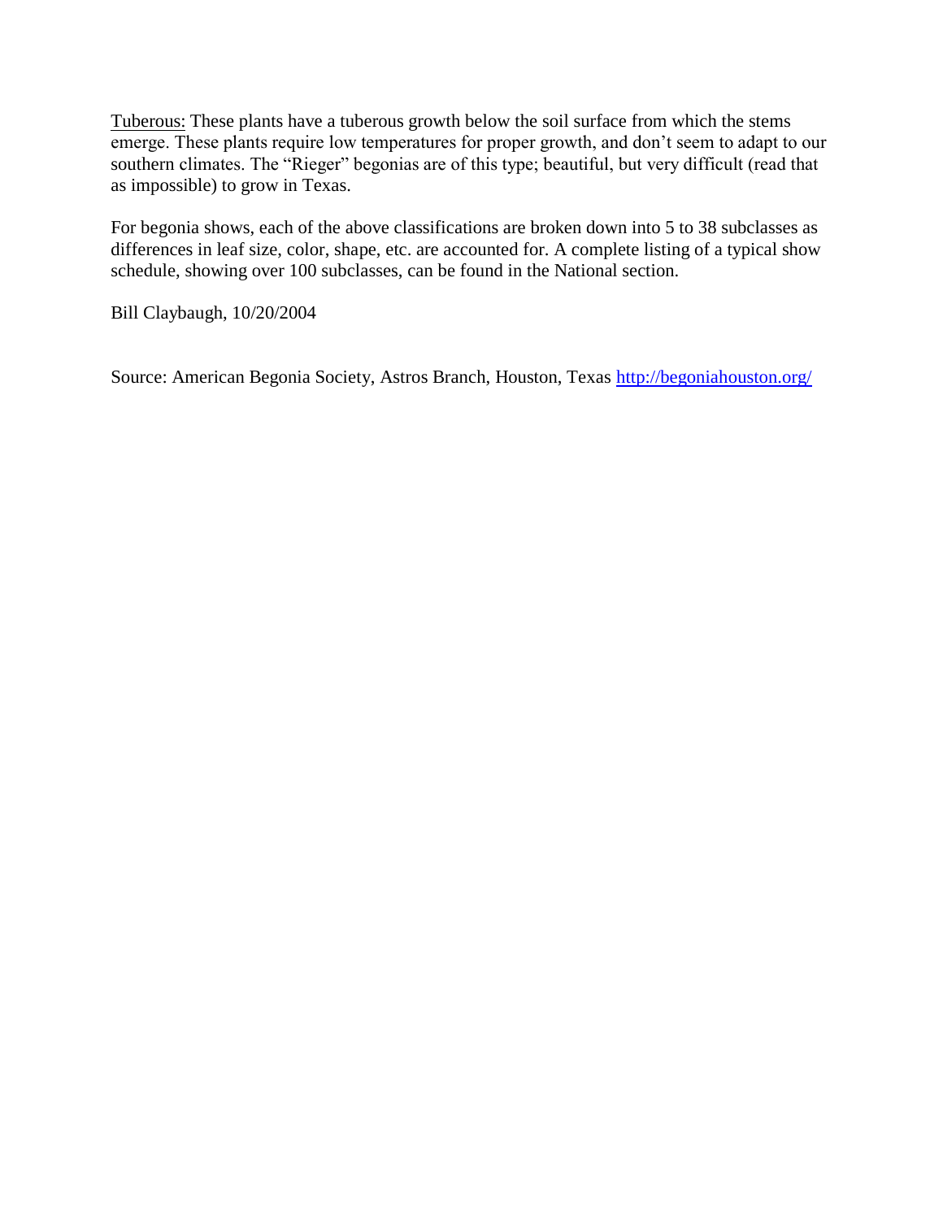<u>Tuberous:</u> These plants have a tuberous growth below the soil surface from which the stems emerge. These plants require low temperatures for proper growth, and don't seem to adapt to our southern climates. The "Rieger" begonias are of this type; beautiful, but very difficult (read that as impossible) to grow in Texas.

For begonia shows, each of the above classifications are broken down into 5 to 38 subclasses as differences in leaf size, color, shape, etc. are accounted for. A complete listing of a typical show schedule, showing over 100 subclasses, can be found in the National section.

Bill Claybaugh, 10/20/2004

Source: American Begonia Society, Astros Branch, Houston, Texas [http://begoniahouston.org/](http://begoniahouston.org/)